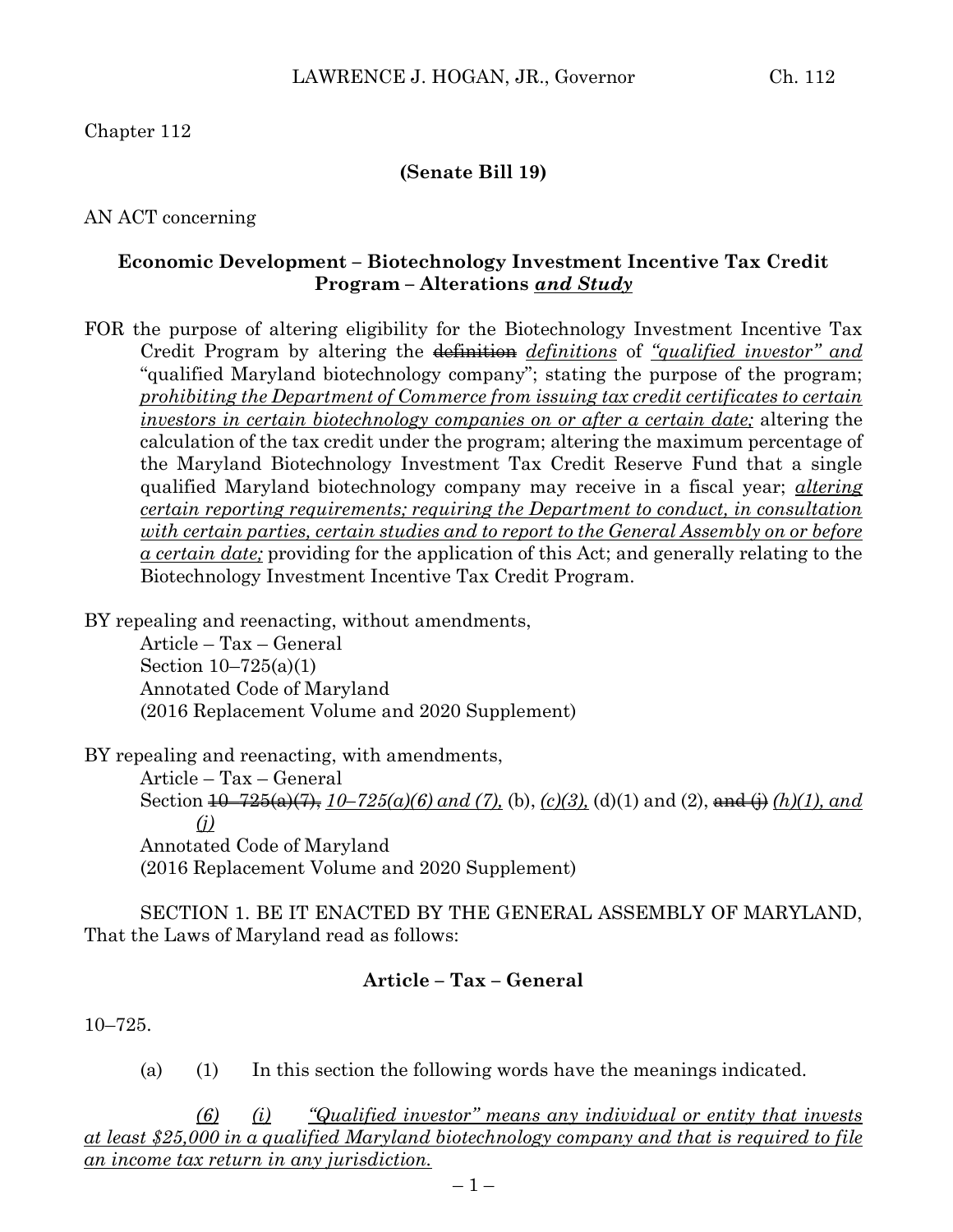Chapter 112

**(Senate Bill 19)**

AN ACT concerning

**Economic Development – Biotechnology Investment Incentive Tax Credit Program – Alterations *and Study***

FOR the purpose of altering eligibility for the Biotechnology Investment Incentive Tax Credit Program by altering the ~~definition~~ *definitions* of *"qualified investor" and* "qualified Maryland biotechnology company"; stating the purpose of the program; *prohibiting the Department of Commerce from issuing tax credit certificates to certain investors in certain biotechnology companies on or after a certain date;* altering the calculation of the tax credit under the program; altering the maximum percentage of the Maryland Biotechnology Investment Tax Credit Reserve Fund that a single qualified Maryland biotechnology company may receive in a fiscal year; *altering certain reporting requirements; requiring the Department to conduct, in consultation with certain parties, certain studies and to report to the General Assembly on or before a certain date;* providing for the application of this Act; and generally relating to the Biotechnology Investment Incentive Tax Credit Program.

BY repealing and reenacting, without amendments,
Article – Tax – General
Section 10–725(a)(1)
Annotated Code of Maryland
(2016 Replacement Volume and 2020 Supplement)

BY repealing and reenacting, with amendments,
Article – Tax – General
Section ~~10–725(a)(7),~~ *10–725(a)(6) and (7),* (b), *(c)(3),* (d)(1) and (2), ~~and (j)~~ *(h)(1), and (j)*
Annotated Code of Maryland
(2016 Replacement Volume and 2020 Supplement)

SECTION 1. BE IT ENACTED BY THE GENERAL ASSEMBLY OF MARYLAND, That the Laws of Maryland read as follows:

**Article – Tax – General**

10–725.

(a) (1) In this section the following words have the meanings indicated.

*(6) (i) "Qualified investor" means any individual or entity that invests at least $25,000 in a qualified Maryland biotechnology company and that is required to file an income tax return in any jurisdiction.*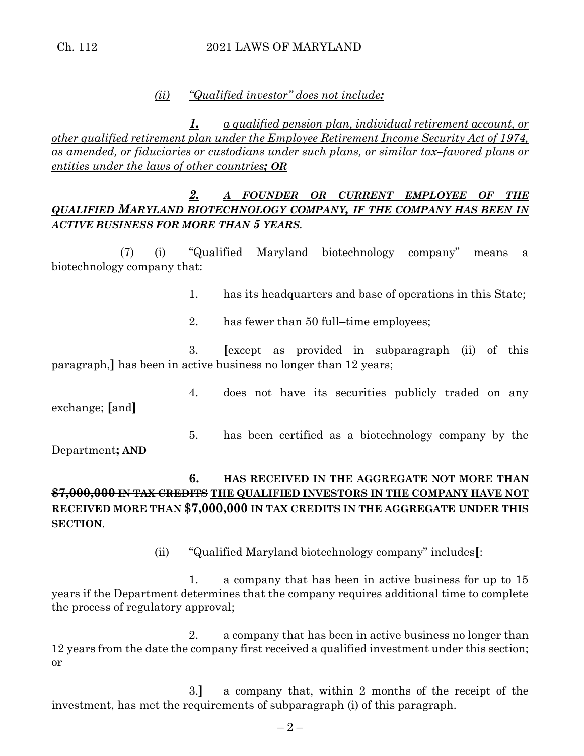*(ii) "Qualified investor" does not include**:***

***1.** a qualified pension plan, individual retirement account, or other qualified retirement plan under the Employee Retirement Income Security Act of 1974, as amended, or fiduciaries or custodians under such plans, or similar tax–favored plans or entities under the laws of other countries**; OR***

***2. A FOUNDER OR CURRENT EMPLOYEE OF THE QUALIFIED MARYLAND BIOTECHNOLOGY COMPANY, IF THE COMPANY HAS BEEN IN ACTIVE BUSINESS FOR MORE THAN 5 YEARS.***

(7) (i) "Qualified Maryland biotechnology company" means a biotechnology company that:

1. has its headquarters and base of operations in this State;

2. has fewer than 50 full–time employees;

3. **[**except as provided in subparagraph (ii) of this paragraph,**]** has been in active business no longer than 12 years;

4. does not have its securities publicly traded on any exchange; **[**and**]**

5. has been certified as a biotechnology company by the Department**; AND**

**6. ~~HAS RECEIVED IN THE AGGREGATE NOT MORE THAN $7,000,000 IN TAX CREDITS~~ THE QUALIFIED INVESTORS IN THE COMPANY HAVE NOT RECEIVED MORE THAN $7,000,000 IN TAX CREDITS IN THE AGGREGATE UNDER THIS SECTION**.

(ii) "Qualified Maryland biotechnology company" includes**[**:

1. a company that has been in active business for up to 15 years if the Department determines that the company requires additional time to complete the process of regulatory approval;

2. a company that has been in active business no longer than 12 years from the date the company first received a qualified investment under this section; or

3.**]** a company that, within 2 months of the receipt of the investment, has met the requirements of subparagraph (i) of this paragraph.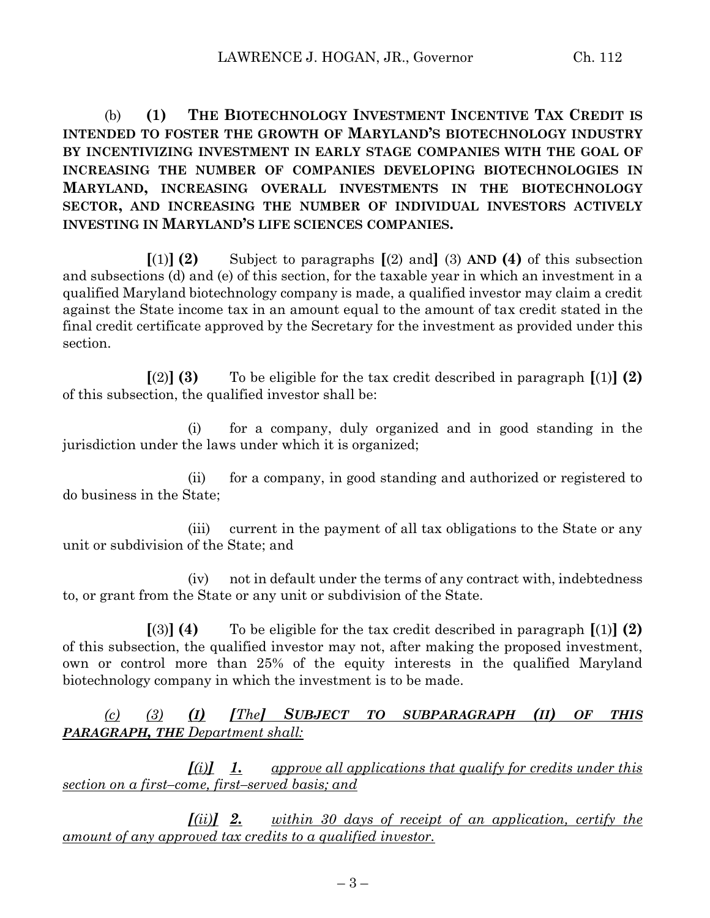(b) **(1) THE BIOTECHNOLOGY INVESTMENT INCENTIVE TAX CREDIT IS INTENDED TO FOSTER THE GROWTH OF MARYLAND'S BIOTECHNOLOGY INDUSTRY BY INCENTIVIZING INVESTMENT IN EARLY STAGE COMPANIES WITH THE GOAL OF INCREASING THE NUMBER OF COMPANIES DEVELOPING BIOTECHNOLOGIES IN MARYLAND, INCREASING OVERALL INVESTMENTS IN THE BIOTECHNOLOGY SECTOR, AND INCREASING THE NUMBER OF INDIVIDUAL INVESTORS ACTIVELY INVESTING IN MARYLAND'S LIFE SCIENCES COMPANIES.**

**[**(1)**] (2)** Subject to paragraphs **[**(2) and**]** (3) **AND (4)** of this subsection and subsections (d) and (e) of this section, for the taxable year in which an investment in a qualified Maryland biotechnology company is made, a qualified investor may claim a credit against the State income tax in an amount equal to the amount of tax credit stated in the final credit certificate approved by the Secretary for the investment as provided under this section.

**[**(2)**] (3)** To be eligible for the tax credit described in paragraph **[**(1)**] (2)** of this subsection, the qualified investor shall be:

(i) for a company, duly organized and in good standing in the jurisdiction under the laws under which it is organized;

(ii) for a company, in good standing and authorized or registered to do business in the State;

(iii) current in the payment of all tax obligations to the State or any unit or subdivision of the State; and

(iv) not in default under the terms of any contract with, indebtedness to, or grant from the State or any unit or subdivision of the State.

**[**(3)**] (4)** To be eligible for the tax credit described in paragraph **[**(1)**] (2)** of this subsection, the qualified investor may not, after making the proposed investment, own or control more than 25% of the equity interests in the qualified Maryland biotechnology company in which the investment is to be made.

*<u>(c) (3)</u>* ***<u>(I)</u>*** ***<u>[</u>****<u>The</u>****<u>]</u>*** ***<u>SUBJECT TO SUBPARAGRAPH (II) OF THIS PARAGRAPH, THE</u>*** *<u>Department shall:</u>*

***<u>[</u>****<u>(i)</u>****<u>]</u>*** ***<u>1.</u>*** *<u>approve all applications that qualify for credits under this section on a first–come, first–served basis; and</u>*

***<u>[</u>****<u>(ii)</u>****<u>]</u>*** ***<u>2.</u>*** *<u>within 30 days of receipt of an application, certify the amount of any approved tax credits to a qualified investor.</u>*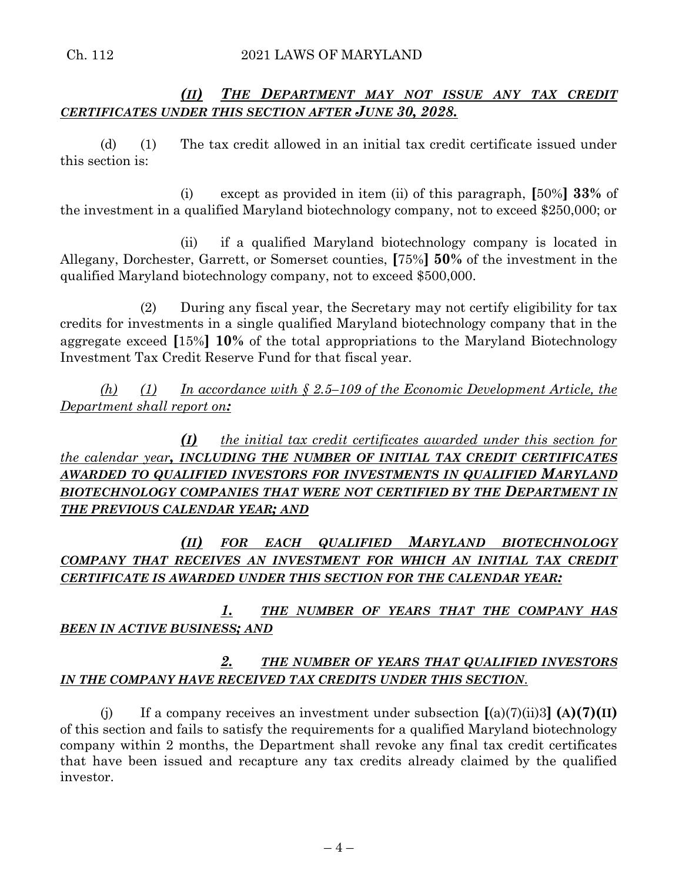*(II) THE DEPARTMENT MAY NOT ISSUE ANY TAX CREDIT CERTIFICATES UNDER THIS SECTION AFTER JUNE 30, 2028.*

(d) (1) The tax credit allowed in an initial tax credit certificate issued under this section is:

(i) except as provided in item (ii) of this paragraph, [50%] **33%** of the investment in a qualified Maryland biotechnology company, not to exceed $250,000; or

(ii) if a qualified Maryland biotechnology company is located in Allegany, Dorchester, Garrett, or Somerset counties, [75%] **50%** of the investment in the qualified Maryland biotechnology company, not to exceed $500,000.

(2) During any fiscal year, the Secretary may not certify eligibility for tax credits for investments in a single qualified Maryland biotechnology company that in the aggregate exceed [15%] **10%** of the total appropriations to the Maryland Biotechnology Investment Tax Credit Reserve Fund for that fiscal year.

*(h) (1) In accordance with § 2.5–109 of the Economic Development Article, the Department shall report on:*

*(I) the initial tax credit certificates awarded under this section for the calendar year, INCLUDING THE NUMBER OF INITIAL TAX CREDIT CERTIFICATES AWARDED TO QUALIFIED INVESTORS FOR INVESTMENTS IN QUALIFIED MARYLAND BIOTECHNOLOGY COMPANIES THAT WERE NOT CERTIFIED BY THE DEPARTMENT IN THE PREVIOUS CALENDAR YEAR; AND*

*(II) FOR EACH QUALIFIED MARYLAND BIOTECHNOLOGY COMPANY THAT RECEIVES AN INVESTMENT FOR WHICH AN INITIAL TAX CREDIT CERTIFICATE IS AWARDED UNDER THIS SECTION FOR THE CALENDAR YEAR:*

*1. THE NUMBER OF YEARS THAT THE COMPANY HAS BEEN IN ACTIVE BUSINESS; AND*

*2. THE NUMBER OF YEARS THAT QUALIFIED INVESTORS IN THE COMPANY HAVE RECEIVED TAX CREDITS UNDER THIS SECTION.*

(j) If a company receives an investment under subsection [(a)(7)(ii)3] **(A)(7)(II)** of this section and fails to satisfy the requirements for a qualified Maryland biotechnology company within 2 months, the Department shall revoke any final tax credit certificates that have been issued and recapture any tax credits already claimed by the qualified investor.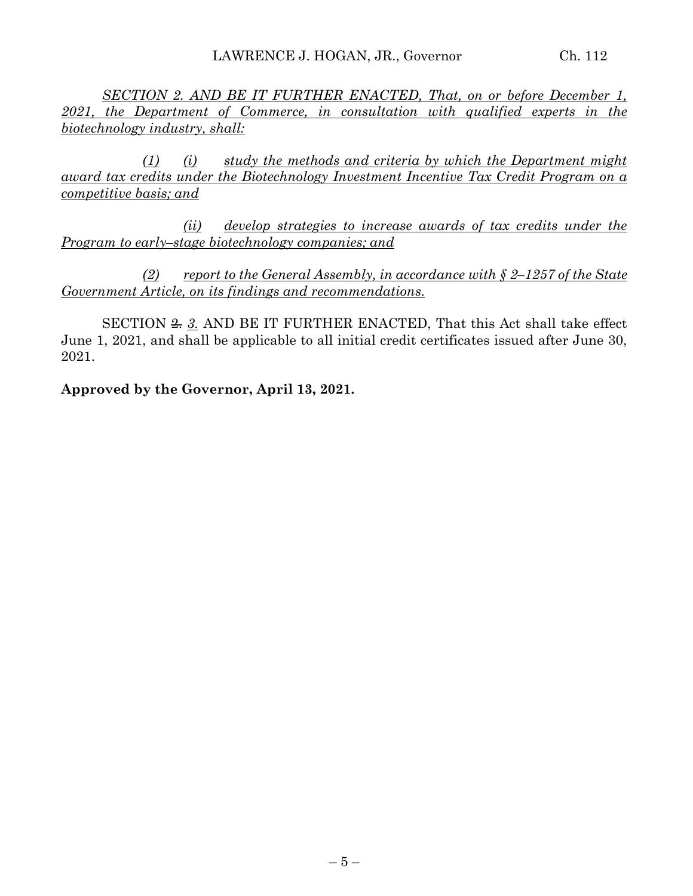*SECTION 2. AND BE IT FURTHER ENACTED, That, on or before December 1, 2021, the Department of Commerce, in consultation with qualified experts in the biotechnology industry, shall:*

*(1) (i) study the methods and criteria by which the Department might award tax credits under the Biotechnology Investment Incentive Tax Credit Program on a competitive basis; and*

*(ii) develop strategies to increase awards of tax credits under the Program to early–stage biotechnology companies; and*

*(2) report to the General Assembly, in accordance with § 2–1257 of the State Government Article, on its findings and recommendations.*

SECTION ~~2.~~ *3.* AND BE IT FURTHER ENACTED, That this Act shall take effect June 1, 2021, and shall be applicable to all initial credit certificates issued after June 30, 2021.

**Approved by the Governor, April 13, 2021.**